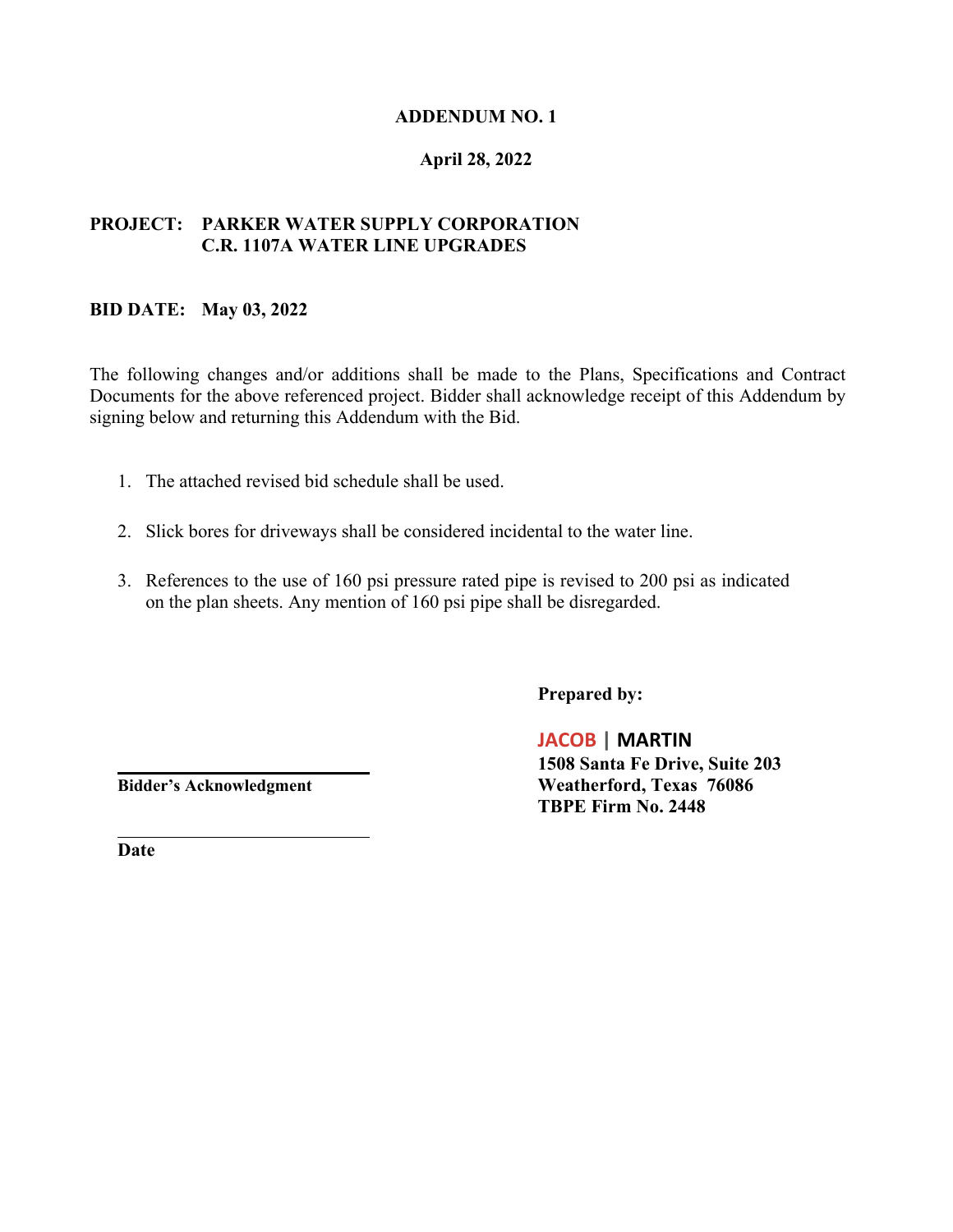# ADDENDUM NO. 1

**April 28, 2022**

**PROJECT: PARKER WATER SUPPLY CORPORATION**
**C.R. 1107A WATER LINE UPGRADES**

**BID DATE: May 03, 2022**

The following changes and/or additions shall be made to the Plans, Specifications and Contract Documents for the above referenced project. Bidder shall acknowledge receipt of this Addendum by signing below and returning this Addendum with the Bid.

1. The attached revised bid schedule shall be used.
2. Slick bores for driveways shall be considered incidental to the water line.
3. References to the use of 160 psi pressure rated pipe is revised to 200 psi as indicated on the plan sheets. Any mention of 160 psi pipe shall be disregarded.

**Prepared by:**

**JACOB | MARTIN**
**1508 Santa Fe Drive, Suite 203**
**Weatherford, Texas 76086**
**TBPE Firm No. 2448**

______________________________
**Bidder's Acknowledgment**

______________________________
**Date**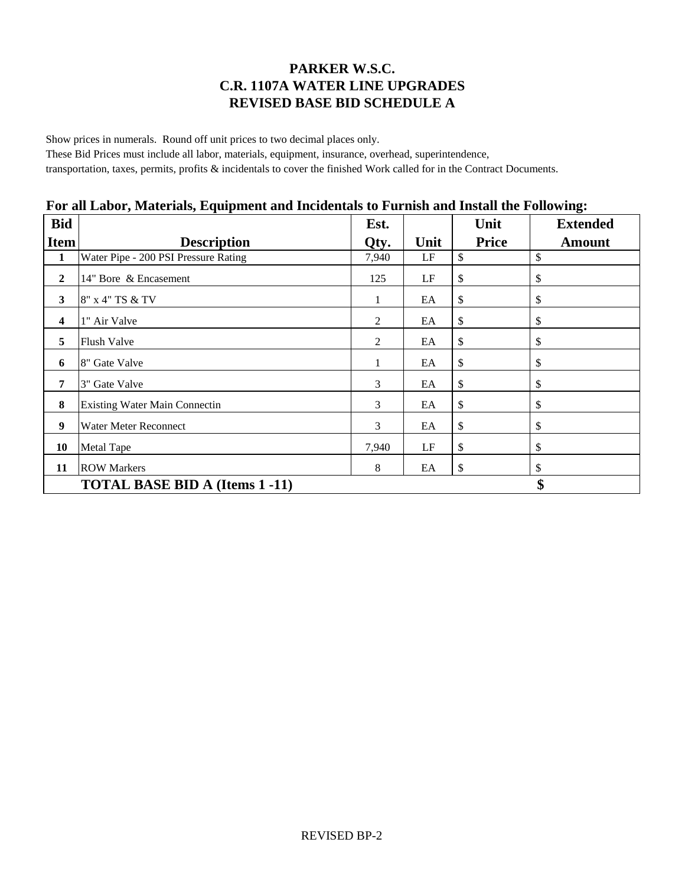# PARKER W.S.C.
# C.R. 1107A WATER LINE UPGRADES
# REVISED BASE BID SCHEDULE A

Show prices in numerals. Round off unit prices to two decimal places only.
These Bid Prices must include all labor, materials, equipment, insurance, overhead, superintendence,
transportation, taxes, permits, profits & incidentals to cover the finished Work called for in the Contract Documents.

**For all Labor, Materials, Equipment and Incidentals to Furnish and Install the Following:**

| Bid Item | Description | Est. Qty. | Unit | Unit Price | Extended Amount |
|---|---|---|---|---|---|
| 1 | Water Pipe - 200 PSI Pressure Rating | 7,940 | LF | $ | $ |
| 2 | 14" Bore & Encasement | 125 | LF | $ | $ |
| 3 | 8" x 4" TS & TV | 1 | EA | $ | $ |
| 4 | 1" Air Valve | 2 | EA | $ | $ |
| 5 | Flush Valve | 2 | EA | $ | $ |
| 6 | 8" Gate Valve | 1 | EA | $ | $ |
| 7 | 3" Gate Valve | 3 | EA | $ | $ |
| 8 | Existing Water Main Connectin | 3 | EA | $ | $ |
| 9 | Water Meter Reconnect | 3 | EA | $ | $ |
| 10 | Metal Tape | 7,940 | LF | $ | $ |
| 11 | ROW Markers | 8 | EA | $ | $ |
| | **TOTAL BASE BID A (Items 1 -11)** | | | | **$** |

REVISED BP-2